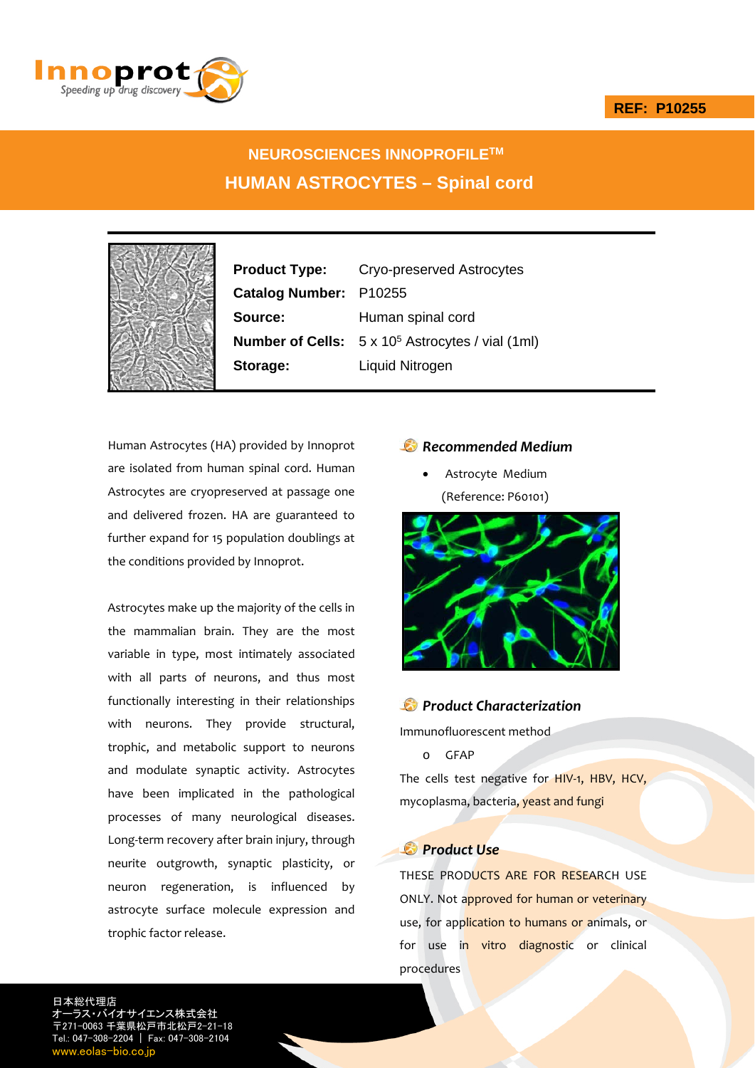REF: P10255

# NEUROSCIENCES INNOPROFILE™

## HUMAN ASTROCYTES – Spinal cord

| | |
|---|---|
| **Product Type:** | Cryo-preserved Astrocytes |
| **Catalog Number:** | P10255 |
| **Source:** | Human spinal cord |
| **Number of Cells:** | 5 x $10^5$ Astrocytes / vial (1ml) |
| **Storage:** | Liquid Nitrogen |

Human Astrocytes (HA) provided by Innoprot are isolated from human spinal cord. Human Astrocytes are cryopreserved at passage one and delivered frozen. HA are guaranteed to further expand for 15 population doublings at the conditions provided by Innoprot.

Astrocytes make up the majority of the cells in the mammalian brain. They are the most variable in type, most intimately associated with all parts of neurons, and thus most functionally interesting in their relationships with neurons. They provide structural, trophic, and metabolic support to neurons and modulate synaptic activity. Astrocytes have been implicated in the pathological processes of many neurological diseases. Long-term recovery after brain injury, through neurite outgrowth, synaptic plasticity, or neuron regeneration, is influenced by astrocyte surface molecule expression and trophic factor release.

### *Recommended Medium*

- Astrocyte Medium (Reference: P60101)

### *Product Characterization*

Immunofluorescent method

- GFAP

The cells test negative for HIV-1, HBV, HCV, mycoplasma, bacteria, yeast and fungi

### *Product Use*

THESE PRODUCTS ARE FOR RESEARCH USE ONLY. Not approved for human or veterinary use, for application to humans or animals, or for use in vitro diagnostic or clinical procedures

日本総代理店
オーラス・バイオサイエンス株式会社
〒271-0063 千葉県松戸市北松戸2-21-18
Tel.: 047-308-2204 | Fax: 047-308-2104
www.eolas-bio.co.jp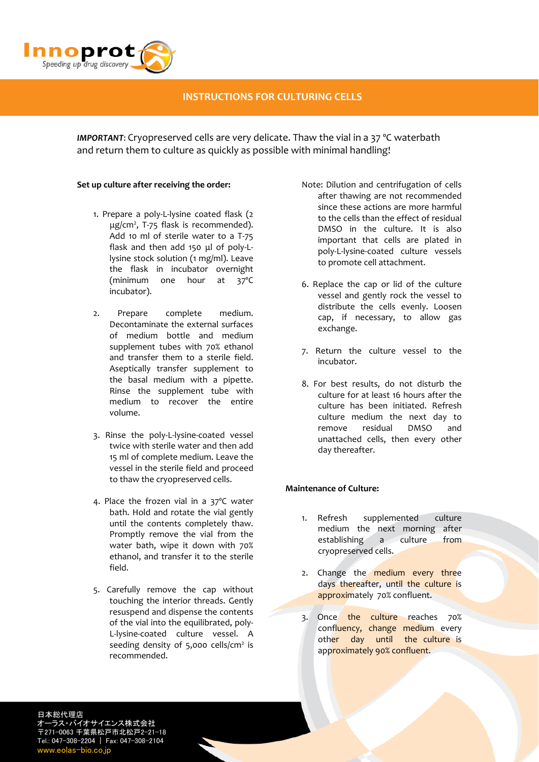# INSTRUCTIONS FOR CULTURING CELLS

***IMPORTANT***: Cryopreserved cells are very delicate. Thaw the vial in a 37 °C waterbath and return them to culture as quickly as possible with minimal handling!

**Set up culture after receiving the order:**

1. Prepare a poly-L-lysine coated flask (2 µg/cm², T-75 flask is recommended). Add 10 ml of sterile water to a T-75 flask and then add 150 µl of poly-L-lysine stock solution (1 mg/ml). Leave the flask in incubator overnight (minimum one hour at 37ºC incubator).

2. Prepare complete medium. Decontaminate the external surfaces of medium bottle and medium supplement tubes with 70% ethanol and transfer them to a sterile field. Aseptically transfer supplement to the basal medium with a pipette. Rinse the supplement tube with medium to recover the entire volume.

3. Rinse the poly-L-lysine-coated vessel twice with sterile water and then add 15 ml of complete medium. Leave the vessel in the sterile field and proceed to thaw the cryopreserved cells.

4. Place the frozen vial in a 37ºC water bath. Hold and rotate the vial gently until the contents completely thaw. Promptly remove the vial from the water bath, wipe it down with 70% ethanol, and transfer it to the sterile field.

5. Carefully remove the cap without touching the interior threads. Gently resuspend and dispense the contents of the vial into the equilibrated, poly-L-lysine-coated culture vessel. A seeding density of 5,000 cells/cm² is recommended.

Note: Dilution and centrifugation of cells after thawing are not recommended since these actions are more harmful to the cells than the effect of residual DMSO in the culture. It is also important that cells are plated in poly-L-lysine-coated culture vessels to promote cell attachment.

6. Replace the cap or lid of the culture vessel and gently rock the vessel to distribute the cells evenly. Loosen cap, if necessary, to allow gas exchange.

7. Return the culture vessel to the incubator.

8. For best results, do not disturb the culture for at least 16 hours after the culture has been initiated. Refresh culture medium the next day to remove residual DMSO and unattached cells, then every other day thereafter.

**Maintenance of Culture:**

1. Refresh supplemented culture medium the next morning after establishing a culture from cryopreserved cells.

2. Change the medium every three days thereafter, until the culture is approximately 70% confluent.

3. Once the culture reaches 70% confluency, change medium every other day until the culture is approximately 90% confluent.

日本総代理店
オーラス・バイオサイエンス株式会社
〒271-0063 千葉県松戸市北松戸2-21-18
Tel.: 047-308-2204 | Fax: 047-308-2104
www.eolas-bio.co.jp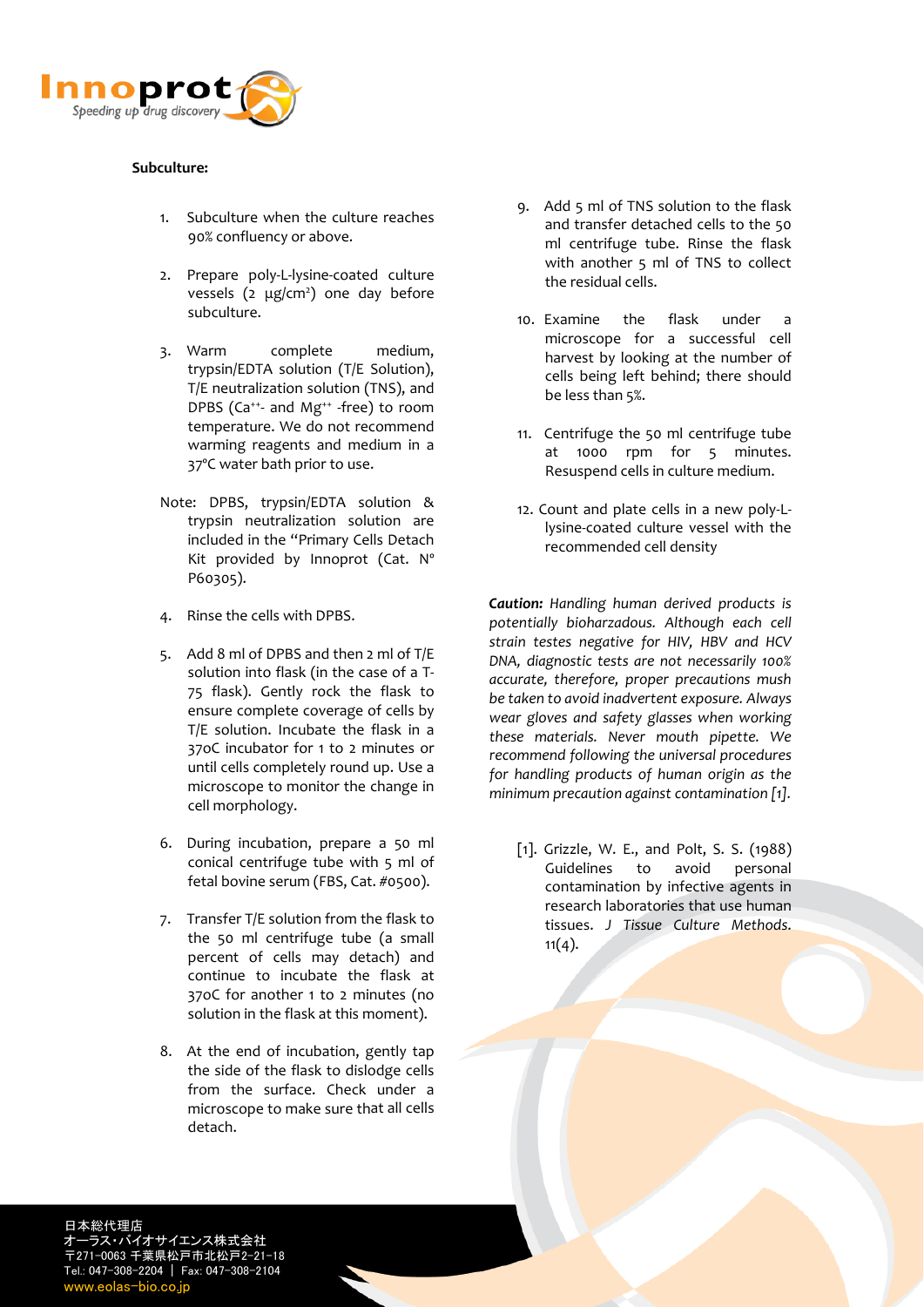**Subculture:**

1. Subculture when the culture reaches 90% confluency or above.

2. Prepare poly-L-lysine-coated culture vessels (2 µg/cm²) one day before subculture.

3. Warm complete medium, trypsin/EDTA solution (T/E Solution), T/E neutralization solution (TNS), and DPBS ($Ca^{++}$- and $Mg^{++}$ -free) to room temperature. We do not recommend warming reagents and medium in a 37°C water bath prior to use.

Note: DPBS, trypsin/EDTA solution & trypsin neutralization solution are included in the "Primary Cells Detach Kit provided by Innoprot (Cat. N° P60305).

4. Rinse the cells with DPBS.

5. Add 8 ml of DPBS and then 2 ml of T/E solution into flask (in the case of a T-75 flask). Gently rock the flask to ensure complete coverage of cells by T/E solution. Incubate the flask in a 37oC incubator for 1 to 2 minutes or until cells completely round up. Use a microscope to monitor the change in cell morphology.

6. During incubation, prepare a 50 ml conical centrifuge tube with 5 ml of fetal bovine serum (FBS, Cat. #0500).

7. Transfer T/E solution from the flask to the 50 ml centrifuge tube (a small percent of cells may detach) and continue to incubate the flask at 37oC for another 1 to 2 minutes (no solution in the flask at this moment).

8. At the end of incubation, gently tap the side of the flask to dislodge cells from the surface. Check under a microscope to make sure that all cells detach.

9. Add 5 ml of TNS solution to the flask and transfer detached cells to the 50 ml centrifuge tube. Rinse the flask with another 5 ml of TNS to collect the residual cells.

10. Examine the flask under a microscope for a successful cell harvest by looking at the number of cells being left behind; there should be less than 5%.

11. Centrifuge the 50 ml centrifuge tube at 1000 rpm for 5 minutes. Resuspend cells in culture medium.

12. Count and plate cells in a new poly-L-lysine-coated culture vessel with the recommended cell density

***Caution:*** *Handling human derived products is potentially bioharzadous. Although each cell strain testes negative for HIV, HBV and HCV DNA, diagnostic tests are not necessarily 100% accurate, therefore, proper precautions mush be taken to avoid inadvertent exposure. Always wear gloves and safety glasses when working these materials. Never mouth pipette. We recommend following the universal procedures for handling products of human origin as the minimum precaution against contamination [1].*

[1]. Grizzle, W. E., and Polt, S. S. (1988) Guidelines to avoid personal contamination by infective agents in research laboratories that use human tissues. *J Tissue Culture Methods.* 11(4).

日本総代理店
オーラス・バイオサイエンス株式会社
〒271-0063 千葉県松戸市北松戸2-21-18
Tel.: 047-308-2204 | Fax: 047-308-2104
www.eolas-bio.co.jp